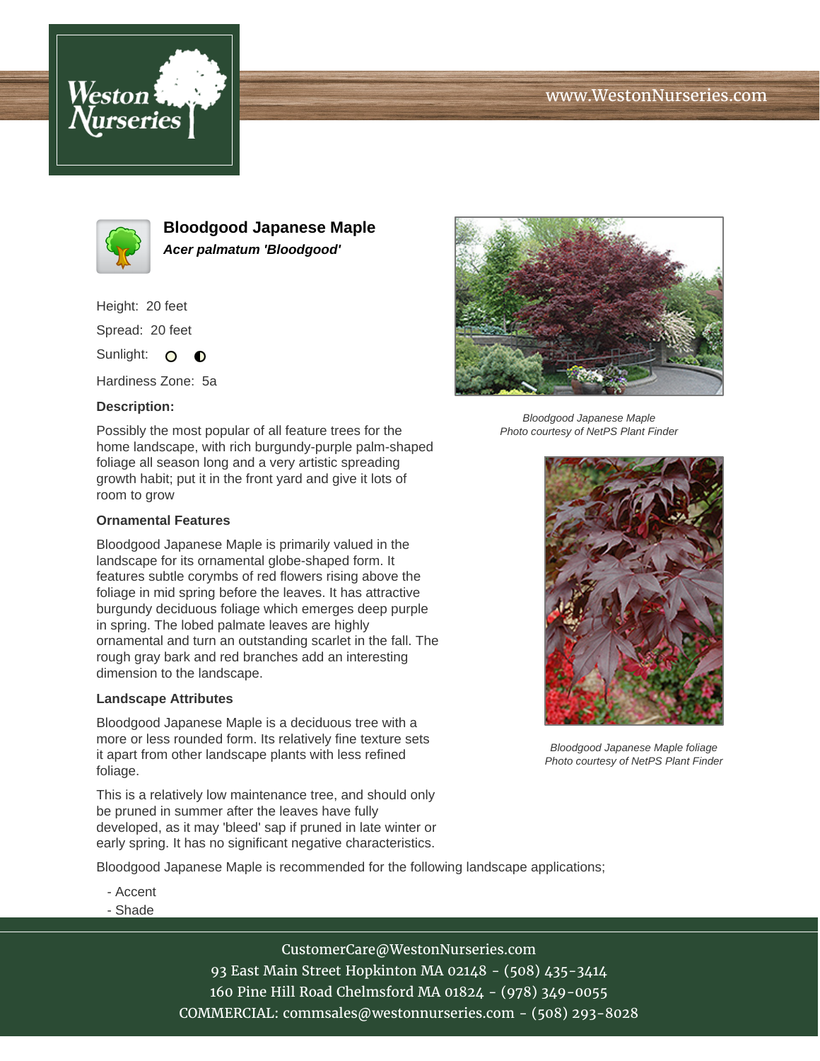# Bloodgood Japanese Maple

***Acer palmatum 'Bloodgood'***

Height: 20 feet

Spread: 20 feet

Sunlight:

Hardiness Zone: 5a

**Description:**

Possibly the most popular of all feature trees for the home landscape, with rich burgundy-purple palm-shaped foliage all season long and a very artistic spreading growth habit; put it in the front yard and give it lots of room to grow

### Ornamental Features

Bloodgood Japanese Maple is primarily valued in the landscape for its ornamental globe-shaped form. It features subtle corymbs of red flowers rising above the foliage in mid spring before the leaves. It has attractive burgundy deciduous foliage which emerges deep purple in spring. The lobed palmate leaves are highly ornamental and turn an outstanding scarlet in the fall. The rough gray bark and red branches add an interesting dimension to the landscape.

### Landscape Attributes

Bloodgood Japanese Maple is a deciduous tree with a more or less rounded form. Its relatively fine texture sets it apart from other landscape plants with less refined foliage.

This is a relatively low maintenance tree, and should only be pruned in summer after the leaves have fully developed, as it may 'bleed' sap if pruned in late winter or early spring. It has no significant negative characteristics.

Bloodgood Japanese Maple is recommended for the following landscape applications;

- Accent
- Shade

*Bloodgood Japanese Maple*
*Photo courtesy of NetPS Plant Finder*

*Bloodgood Japanese Maple foliage*
*Photo courtesy of NetPS Plant Finder*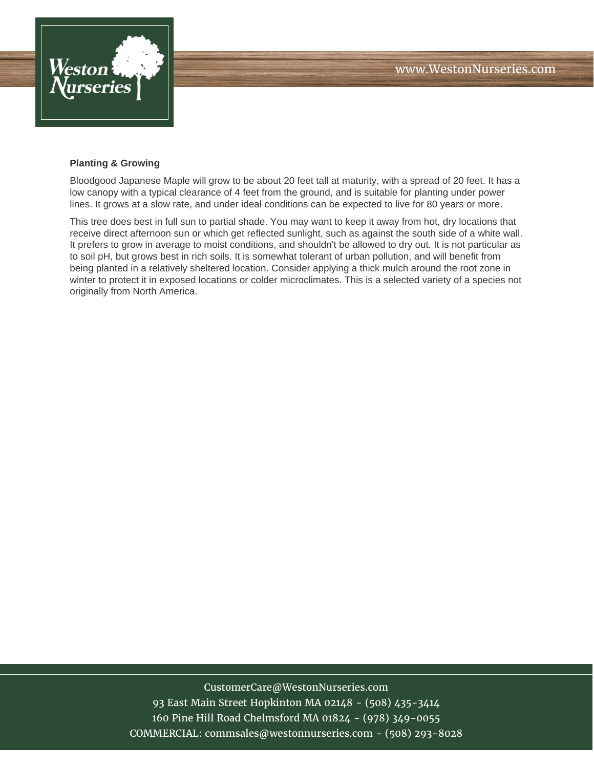### Planting & Growing

Bloodgood Japanese Maple will grow to be about 20 feet tall at maturity, with a spread of 20 feet. It has a low canopy with a typical clearance of 4 feet from the ground, and is suitable for planting under power lines. It grows at a slow rate, and under ideal conditions can be expected to live for 80 years or more.

This tree does best in full sun to partial shade. You may want to keep it away from hot, dry locations that receive direct afternoon sun or which get reflected sunlight, such as against the south side of a white wall. It prefers to grow in average to moist conditions, and shouldn't be allowed to dry out. It is not particular as to soil pH, but grows best in rich soils. It is somewhat tolerant of urban pollution, and will benefit from being planted in a relatively sheltered location. Consider applying a thick mulch around the root zone in winter to protect it in exposed locations or colder microclimates. This is a selected variety of a species not originally from North America.